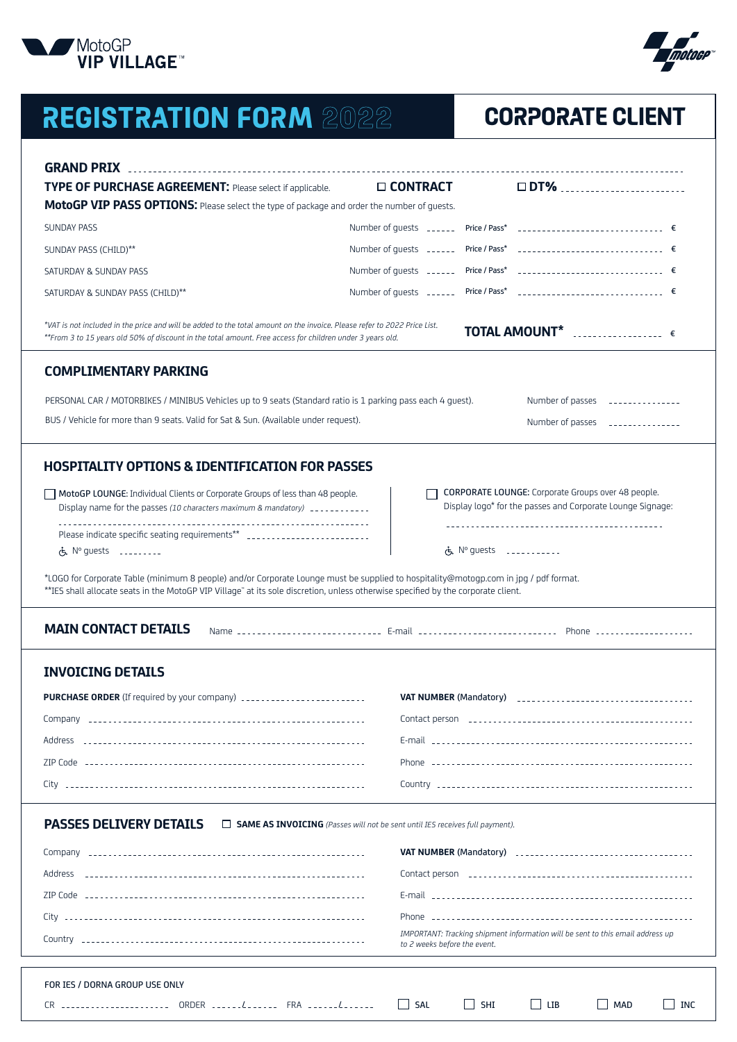MotoGP **VIP VILLAGE**™

# REGISTRATION FORM 2022

## CORPORATE CLIENT

**GRAND PRIX** ______________________________

**TYPE OF PURCHASE AGREEMENT:** Please select if applicable. ☐ **CONTRACT** ☐ **DT%** __________

**MotoGP VIP PASS OPTIONS:** Please select the type of package and order the number of guests.

| | | | |
|---|---|---|---|
| SUNDAY PASS | Number of guests ______ | Price / Pass* | ______________ € |
| SUNDAY PASS (CHILD)** | Number of guests ______ | Price / Pass* | ______________ € |
| SATURDAY & SUNDAY PASS | Number of guests ______ | Price / Pass* | ______________ € |
| SATURDAY & SUNDAY PASS (CHILD)** | Number of guests ______ | Price / Pass* | ______________ € |

*\*VAT is not included in the price and will be added to the total amount on the invoice. Please refer to 2022 Price List.*
*\*\*From 3 to 15 years old 50% of discount in the total amount. Free access for children under 3 years old.*

**TOTAL AMOUNT*** ______________ €

## COMPLIMENTARY PARKING

PERSONAL CAR / MOTORBIKES / MINIBUS Vehicles up to 9 seats (Standard ratio is 1 parking pass each 4 guest). Number of passes ______________

BUS / Vehicle for more than 9 seats. Valid for Sat & Sun. (Available under request). Number of passes ______________

## HOSPITALITY OPTIONS & IDENTIFICATION FOR PASSES

☐ **MotoGP LOUNGE:** Individual Clients or Corporate Groups of less than 48 people.
Display name for the passes *(10 characters maximum & mandatory)* ______________
______________________________
Please indicate specific seating requirements** ______________
♿ Nº guests ________

☐ **CORPORATE LOUNGE:** Corporate Groups over 48 people.
Display logo* for the passes and Corporate Lounge Signage:
______________________________
♿ Nº guests ________

\*LOGO for Corporate Table (minimum 8 people) and/or Corporate Lounge must be supplied to hospitality@motogp.com in jpg / pdf format.
\*\*IES shall allocate seats in the MotoGP VIP Village™ at its sole discretion, unless otherwise specified by the corporate client.

## MAIN CONTACT DETAILS

Name ______________ E-mail ______________ Phone ______________

## INVOICING DETAILS

**PURCHASE ORDER** (If required by your company) ______________

Company ______________

Address ______________

ZIP Code ______________

City ______________

**VAT NUMBER** (Mandatory) ______________

Contact person ______________

E-mail ______________

Phone ______________

Country ______________

## PASSES DELIVERY DETAILS

☐ **SAME AS INVOICING** *(Passes will not be sent until IES receives full payment).*

Company ______________

Address ______________

ZIP Code ______________

City ______________

Country ______________

**VAT NUMBER** (Mandatory) ______________

Contact person ______________

E-mail ______________

Phone ______________

*IMPORTANT: Tracking shipment information will be sent to this email address up to 2 weeks before the event.*

FOR IES / DORNA GROUP USE ONLY

CR ______________ ORDER ______/______ FRA ______/______ ☐ SAL ☐ SHI ☐ LIB ☐ MAD ☐ INC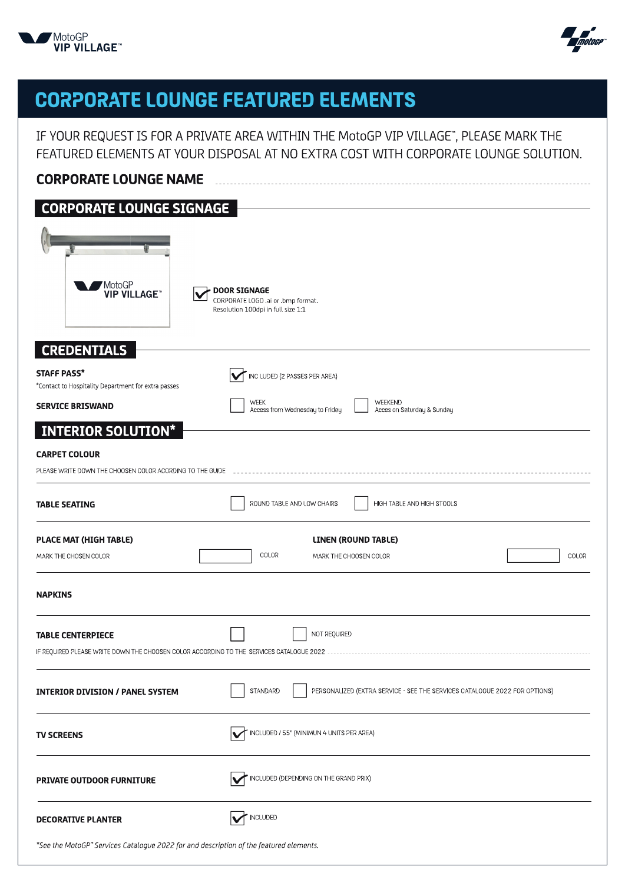# CORPORATE LOUNGE FEATURED ELEMENTS

IF YOUR REQUEST IS FOR A PRIVATE AREA WITHIN THE MotoGP VIP VILLAGE™, PLEASE MARK THE FEATURED ELEMENTS AT YOUR DISPOSAL AT NO EXTRA COST WITH CORPORATE LOUNGE SOLUTION.

**CORPORATE LOUNGE NAME** ..............................................................................

## CORPORATE LOUNGE SIGNAGE

☑ **DOOR SIGNAGE**
CORPORATE LOGO .ai or .bmp format.
Resolution 100dpi in full size 1:1

## CREDENTIALS

**STAFF PASS***
*Contact to Hospitality Department for extra passes

☑ INCLUDED (2 PASSES PER AREA)

**SERVICE BRISWAND**

☐ WEEK
Access from Wednesday to Friday

☐ WEEKEND
Acces on Saturday & Sunday

## INTERIOR SOLUTION*

**CARPET COLOUR**

PLEASE WRITE DOWN THE CHOOSEN COLOR ACORDING TO THE GUIDE ..............................................................................

**TABLE SEATING**

☐ ROUND TABLE AND LOW CHAIRS ☐ HIGH TABLE AND HIGH STOOLS

**PLACE MAT (HIGH TABLE)**
MARK THE CHOSEN COLOR ☐ COLOR

**LINEN (ROUND TABLE)**
MARK THE CHOOSEN COLOR ☐ COLOR

**NAPKINS**

**TABLE CENTERPIECE**

☐ ☐ NOT REQUIRED

IF REQUIRED PLEASE WRITE DOWN THE CHOOSEN COLOR ACCORDING TO THE SERVICES CATALOGUE 2022 ..............................................................................

**INTERIOR DIVISION / PANEL SYSTEM**

☐ STANDARD ☐ PERSONALIZED (EXTRA SERVICE - SEE THE SERVICES CATALOGUE 2022 FOR OPTIONS)

**TV SCREENS**

☑ INCLUDED / 55" (MINIMUN 4 UNITS PER AREA)

**PRIVATE OUTDOOR FURNITURE**

☑ INCLUDED (DEPENDING ON THE GRAND PRIX)

**DECORATIVE PLANTER**

☑ INCLUDED

*See the MotoGP™ Services Catalogue 2022 for and description of the featured elements.*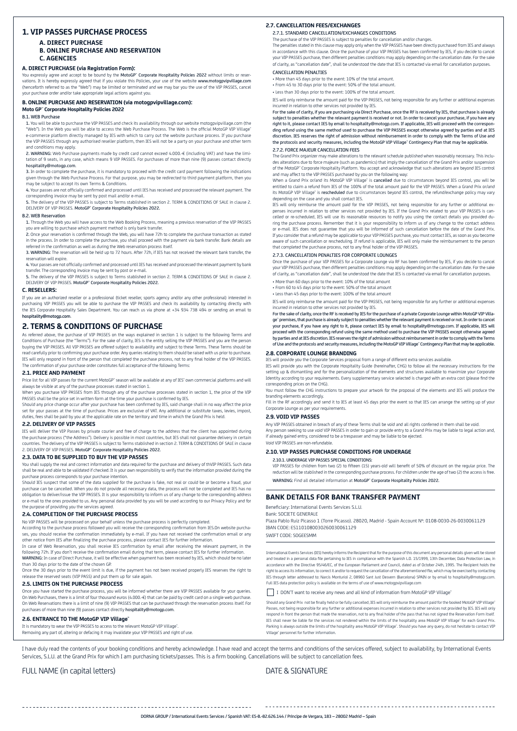# 1. VIP PASSES PURCHASE PROCESS

### A. DIRECT PURCHASE
### B. ONLINE PURCHASE AND RESERVATION
### C. AGENCIES

#### A. DIRECT PURCHASE (via Registration Form):

You expressly agree and accept to be bound by the **MotoGP™ Corporate Hospitality Policies 2022** without limits or reservations. It is hereby expressly agreed that if you violate this Policies, your use of the website **www.motogpvipvillage.com** (henceforth referred to as the "Web") may be limited or terminated and we may bar you the use of the VIP PASSES, cancel your purchase order and/or take appropriate legal actions against you.

#### B. ONLINE PURCHASE AND RESERVATION (via motogpvipvillage.com):
**Moto GP™ Corporate Hospitality Policies 2022**

**B.1. WEB Purchase**

1. You will be able to purchase the VIP PASSES and check its availability through our website motogpvipvillage.com (the "Web"). In the Web you will be able to access the Web Purchase Process. The Web is the official MotoGP VIP Village™ e-commerce platform directly managed by IES with which to carry out the website purchase process. If you purchase the VIP PASSES through any authorised reseller platform, then IES will not be a party on your purchase and other term and conditions may apply.

2. WARNING: Web Purchase payments made by credit card cannot exceed 4.000.-€ (including VAT) and have the limitation of 9 seats, in any case, which means 9 VIP PASSES. For purchases of more than nine (9) passes contact directly **hospitality@motogp.com**.

3. In order to complete the purchase, it is mandatory to proceed with the credit card payment following the indications given through the Web Purchase Process. For that purpose, you may be redirected to third payment platform, then you may be subject to accept its own Terms & Conditions.

4. Your passes are not officially confirmed and processed until IES has received and processed the relevant payment. The corresponding invoice may be sent by post mail and/or e-mail.

5. The delivery of the VIP PASSES is subject to Terms stablished in section 2. TERM & CONDITIONS OF SALE in clause 2. DELIVERY OF VIP PASSES. **MotoGP™ Corporate Hospitality Policies 2022.**

**B.2. WEB Reservation**

1. Through the Web you will have access to the Web Booking Process, meaning a previous reservation of the VIP PASSES you are willing to purchase which payment method is only bank transfer.

2. Once your reservation is confirmed through the Web, you will have 72h to complete the purchase transaction as stated in the process. In order to complete the purchase, you shall proceed with the payment via bank transfer. Bank details are referred in the confirmation as well as during the Web reservation process itself.

3. WARNING: The reservation will be held up to 72 hours. After 72h, if IES has not received the relevant bank transfer, the reservation will expire.

4. Your passes are not officially confirmed and processed until IES has received and processed the relevant payment by bank transfer. The corresponding invoice may be sent by post or e-mail.

5. The delivery of the VIP PASSES is subject to Terms stablished in section 2. TERM & CONDITIONS OF SALE in clause 2. DELIVERY OF VIP PASSES. **MotoGP™ Corporate Hospitality Policies 2022.**

#### C. RESELLERS:

If you are an authorized reseller or a professional (ticket reseller, sports agency and/or any other professional) interested in purchasing VIP PASSES you will be able to purchase the VIP PASSES and check its availability by contacting directly with the IES Corporate Hospitality Sales Department. You can reach us via phone at +34 934 738 494 or sending an email to **hospitality@motogp.com**.

# 2. TERMS & CONDITIONS OF PURCHASE

As referred above, the purchase of VIP PASSES on the ways explained in section 1 is subject to the following Terms and Conditions of Purchase (the "Terms"). For the sake of clarity, IES is the entity selling the VIP PASSES and you are the person buying the VIP PASSES. All VIP PASSES are offered subject to availability and subject to these Terms. These Terms should be read carefully prior to confirming your purchase order. Any queries relating to them should be raised with us prior to purchase. IES will only respond in front of the person that completed the purchase process, not to any final holder of the VIP PASSES. The confirmation of your purchase order constitutes full acceptance of the following Terms:

#### 2.1. PRICE AND PAYMENT

Price list for all VIP passes for the current MotoGP™ season will be available at any of IES' own commercial platforms and will always be visible at any of the purchase processes stated in section 1.

When you purchase VIP PASSES from IES through any of the purchase processes stated in section 1, the price of the VIP PASSES shall be the price set in written form at the time your purchase is confirmed by IES.

Should any price change occur after your purchase has been confirmed by IES, said change shall in no way affect the price set for your passes at the time of purchase. Prices are exclusive of VAT. Any additional or substitute taxes, levies, impost, duties, fees shall be paid by you at the applicable rate on the territory and time in which the Grand Prix is held.

#### 2.2. DELIVERY OF VIP PASSES

IES will deliver the VIP Passes by private courier and free of charge to the address that the client has appointed during the purchase process ("the Address"). Delivery is possible in most countries, but IES shall not guarantee delivery in certain countries. The delivery of the VIP PASSES is subject to Terms stablished in section 2. TERM & CONDITIONS OF SALE in clause 2. DELIVERY OF VIP PASSES. **MotoGP™ Corporate Hospitality Policies 2022.**

#### 2.3. DATA TO BE SUPPLIED TO BUY THE VIP PASSES

You shall supply the real and correct information and data required for the purchase and delivery of thVIP PASSES. Such data shall be real and able to be validated if checked. It is your own responsibility to verify that the information provided during the purchase process corresponds to your purchase intention.

Should IES suspect that some of the data supplied for the purchase is fake, not real or could be or become a fraud, your purchase can be cancelled. When you do not provide all necessary data, the process will not be completed and IES has no obligation to deliver/issue the VIP PASSES. It is your responsibility to inform us of any change to the corresponding address or e-mail to the ones provided to us. Any personal data provided by you will be used according to our Privacy Policy and for the purpose of providing you the services agreed.

#### 2.4. COMPLETION OF THE PURCHASE PROCESS

No VIP PASSES will be processed on your behalf unless the purchase process is perfectly completed.

According to the purchase process followed you will receive the corresponding confirmation from IES.On website purchases, you should receive the confirmation immediately by e-mail. If you have not received the confirmation email or any other notice from IES after finalizing the purchase process, please contact IES for further information.

In case of Web Reservation, you shall receive IES confirmation by email after receiving the relevant payment, in the following 72h. If you don't receive the confirmation email during that term, please contact IES for further information.

WARNING: In case of Direct Purchase, it will be effective when payment has been received by IES, which should be no later than 30 days prior to the date of the chosen GP.

Once the 30 days prior to the event limit is due, if the payment has not been received properly IES reserves the right to release the reserved seats (VIP PASS) and put them up for sale again.

#### 2.5. LIMITS ON THE PURCHASE PROCESS

Once you have started the purchase process, you will be informed whether there are VIP PASSES available for your queries. On Web Purchases, there is a limit of four thousand euros (4.000.-€) that can be paid by credit card on a single web purchase. On Web Reservations there is a limit of nine (9) VIP PASSES that can be purchased through the reservation process itself. For purchases of more than nine (9) passes contact directly **hospitality@motogp.com**.

#### 2.6. ENTRANCE TO THE MotoGP VIP Village™

It is mandatory to wear the VIP PASSES to access to the relevant MotoGP VIP Village™.
Removing any part of, altering or defacing it may invalidate your VIP PASSES and right of use.

#### 2.7. CANCELLATION FEES/EXCHANGES

2.7.1. STANDARD CANCELLATION/EXCHANGES CONDITIONS

The purchase of the VIP PASSES is subject to penalties for cancellation and/or changes.

The penalties stated in this clause may apply only when the VIP PASSES have been directly purchased from IES and always in accordance with this clause. Once the purchase of your VIP PASSES have been confirmed by IES, if you decide to cancel your VIP PASSES purchase, then different penalties conditions may apply depending on the cancellation date. For the sake of clarity, as "cancellation date", shall be understood the date that IES is contacted via email for cancellation purposes.

CANCELLATION PENALTIES

- More than 45 days prior to the event: 10% of the total amount.
- From 45 to 30 days prior to the event: 50% of the total amount.
- Less than 30 days prior to the event: 100% of the total amount.

IES will only reimburse the amount paid for the VIP PASSES, not being responsible for any further or additional expenses incurred in relation to other services not provided by IES.

**For the sake of clarity, if you are purchasing via Direct Purchase, once the RF is received by IES, that purchase is already subject to penalties whether the relevant payment is received or not. In order to cancel your purchase, if you have any right to it, please contact IES by email to hospitality@motogp.com. If applicable, IES will proceed with the corresponding refund using the same method used to purchase the VIP PASSES except otherwise agreed by parties and at IES discretion. IES reserves the right of admission without reimbursement in order to comply with the Terms of Use and the protocols and security measures, including the MotoGP VIP Village™ Contingency Plan that may be applicable.**

2.7.2. FORCE MAJEUR CANCELLATION FEES

The Grand Prix organizer may make alterations to the relevant schedule published when reasonably necessary. This includes alterations due to force majeure (such as pandemics) that imply the cancellation of the Grand Prix and/or suspension of the MotoGP™ Corporate Hospitality Platform. You accept and acknowledge that such alterations are beyond IES control and may affect to the VIP PASSES purchased by you on the following way:

When a Grand Prix or/and its MotoGP VIP Village™ is **cancelled** due to circumstances beyond IES control, you will be entitled to claim a refund from IES of the 100% of the total amount paid for the VIP PASSES. When a Grand Prix or/and its MotoGP VIP Village™ is **rescheduled** due to circumstances beyond IES control, the refund/exchange policy may vary depending on the case and you shall contact IES.

IES will only reimburse the amount paid for the VIP PASSES, not being responsible for any further or additional expenses incurred in relation to other services not provided by IES. If the Grand Prix related to your VIP PASSES is cancelled or re-scheduled, IES will use its reasonable resources to notify you using the contact details you provided during the purchase process. Remember that it is your responsibility to inform us of any change to the contact address or e-mail. IES does not guarantee that you will be informed of such cancellation before the date of the Grand Prix. If you consider that a refund may be applicable to your VIP PASSES purchase, you must contact IES, as soon as you become aware of such cancellation or rescheduling. If refund is applicable, IES will only make the reimbursement to the person that completed the purchase process, not to any final holder of the VIP PASSES.

2.7.3. CANCELLATION PENALTIES FOR CORPORATE LOUNGES

Once the purchase of your VIP PASSES for a Corporate Lounge via RF has been confirmed by IES, if you decide to cancel your VIP PASSES purchase, then different penalties conditions may apply depending on the cancellation date. For the sake of clarity, as "cancellation date", shall be understood the date that IES is contacted via email for cancellation purposes.

- More than 60 days prior to the event: 10% of the total amount
- From 60 to 45 days prior to the event: 50% of the total amount
- Less than 45 days prior to the event: 100% of the total amount

IES will only reimburse the amount paid for the VIP PASSES, not being responsible for any further or additional expenses incurred in relation to other services not provided by IES.

**For the sake of clarity, once the RF is received by IES for the purchase of a private Corporate Lounge within MotoGP VIP Village™ premises, that purchase is already subject to penalties whether the relevant payment is received or not. In order to cancel your purchase, if you have any right to it, please contact IES by email to hospitality@motogp.com. If applicable, IES will proceed with the corresponding refund using the same method used to purchase the VIP PASSES except otherwise agreed by parties and at IES discretion. IES reserves the right of admission without reimbursement in order to comply with the Terms of Use and the protocols and security measures, including the MotoGP VIP Village™ Contingency Plan that may be applicable.**

#### 2.8. CORPORATE LOUNGE BRANDING

IES will provide you the Corporate Services proposal from a range of different extra services available.

IES will provide you with the Corporate Hospitality Guide (hereinafter, CHG) to follow all the necessary instructions for the setting up & dismantling and for the personalization of the elements and structures available to maximize your Corporate Identity according to your requirements. Every supplementary service selected is charged with an extra cost (please find the corresponding prices on the CHG).

You must follow the CHG instructions to prepare your artwork for the proposal of the elements and IES will produce the branding elements accordingly.

Fill in the RF accordingly and send it to IES at least 45 days prior the event so that IES can arrange the setting up of your Corporate Lounge as per your requirements.

#### 2.9. VOID VIP PASSES

Any VIP PASSES obtained in breach of any of these Terms shall be void and all rights conferred in them shall be void.

Any person seeking to use void VIP PASSES in order to gain or provide entry to a Grand Prix may be liable to legal action and, if already gained entry, considered to be a trespasser and may be liable to be ejected.

Void VIP PASSES are non-refundable.

#### 2.10. VIP PASSES PURCHASE CONDITIONS FOR UNDERAGE

2.10.1. UNDERAGE VIP PASSES SPECIAL CONDITIONS:

VIP PASSES for children from two (2) to fifteen (15) years-old will benefit of 50% of discount on the regular price. The reduction will be stablished in the corresponding purchase process. For children under the age of two (2) the access is free.

WARNING: Find all detailed information at **MotoGP™ Corporate Hospitality Policies 2022.**

## BANK DETAILS FOR BANK TRANSFER PAYMENT

Beneficiary: International Events Services S.L.U.
Bank: SOCIETE GENERALE
Plaza Pablo Ruiz Picasso 1 (Torre Picasso). 28020, Madrid - Spain Account Nº: 0108-0030-26-0030061129
IBAN CODE: ES1101080030260030061129
SWIFT CODE: SOGEESMM

International Events Services (IES) hereby informs the Recipient that for the purpose of this document any personal details given will be stored and treated in a personal data file pertaining to IES in compliance with the Spanish L.O. 15/1999, 13th December, Data Protection Law, in accordance with the Directive 95/46/EC, of the European Parliament and Council, dated as of October 24th, 1995. The Recipient holds the right to access its information, to correct it and/or to request the cancellation of the aforementioned file, which may be exercised by contacting IES through letter addressed to: Narcis Monturiol 2, 08960 Sant Just Desvern (Barcelona) SPAIN or by email to hospitality@motogp.com. Full IES data protection policy is available on the terms of use of www.motogpvipvillage.com

☐ I DON'T want to receive any news and all kind of information from MotoGP VIP Village™

Should any Grand Prix not be finally held or be fully cancelled, IES will only reimburse the amount paid for the booked MotoGP VIP Village™ Passes, not being responsible for any further or additional expenses incurred in relation to other services not provided by IES. IES will only respond in front the person that made the reservation, not to any final holder of the pass that has not signed the Reservation Form itself. IES shall never be liable for the services not rendered within the limits of the hospitality area MotoGP VIP Village™ for each Grand Prix. Parking is always outside the limits of the hospitality area MotoGP VIP Village™. Should you have any query, do not hesitate to contact VIP Village™ personnel for further information.

I have duly read the contents of your booking conditions and hereby acknowledge. I have read and accept the terms and conditions of the services offered, subject to availability, by International Events Services, S.L.U. at the Grand Prix for which I am purchasing tickets/passes. This is a firm booking. Cancellations will be subject to cancellation fees.

FULL NAME (in capital letters)

DATE & SIGNATURE

DORNA GROUP / International Events Services / Spanish VAT: ES-B.-82.626.144 / Principe de Vergara, 183 – 28002 Madrid – Spain